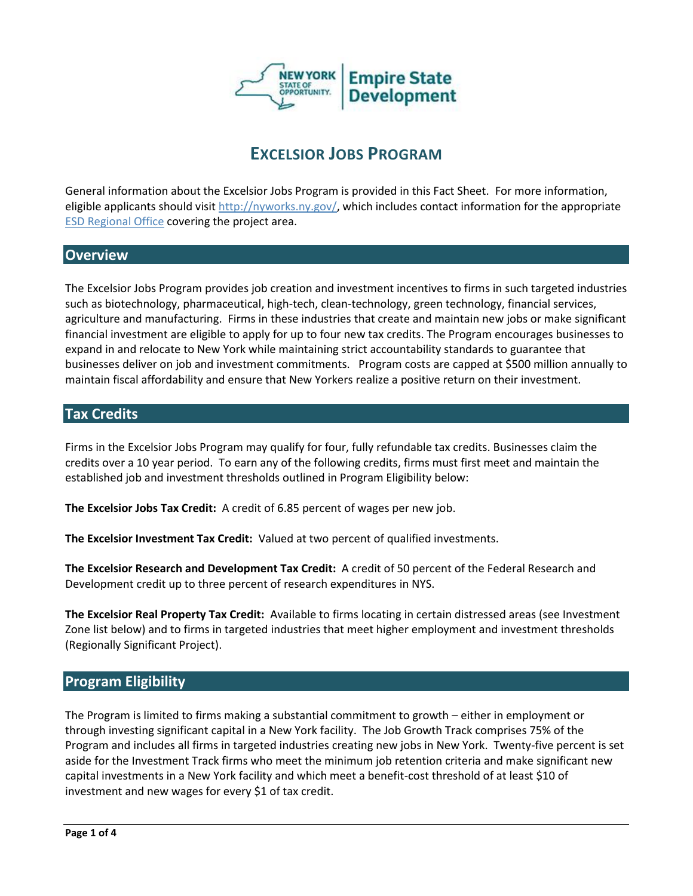# EXCELSIOR JOBS PROGRAM

General information about the Excelsior Jobs Program is provided in this Fact Sheet. For more information, eligible applicants should visit http://nyworks.ny.gov/, which includes contact information for the appropriate ESD Regional Office covering the project area.

## Overview

The Excelsior Jobs Program provides job creation and investment incentives to firms in such targeted industries such as biotechnology, pharmaceutical, high-tech, clean-technology, green technology, financial services, agriculture and manufacturing. Firms in these industries that create and maintain new jobs or make significant financial investment are eligible to apply for up to four new tax credits. The Program encourages businesses to expand in and relocate to New York while maintaining strict accountability standards to guarantee that businesses deliver on job and investment commitments. Program costs are capped at $500 million annually to maintain fiscal affordability and ensure that New Yorkers realize a positive return on their investment.

## Tax Credits

Firms in the Excelsior Jobs Program may qualify for four, fully refundable tax credits. Businesses claim the credits over a 10 year period. To earn any of the following credits, firms must first meet and maintain the established job and investment thresholds outlined in Program Eligibility below:

**The Excelsior Jobs Tax Credit:** A credit of 6.85 percent of wages per new job.

**The Excelsior Investment Tax Credit:** Valued at two percent of qualified investments.

**The Excelsior Research and Development Tax Credit:** A credit of 50 percent of the Federal Research and Development credit up to three percent of research expenditures in NYS.

**The Excelsior Real Property Tax Credit:** Available to firms locating in certain distressed areas (see Investment Zone list below) and to firms in targeted industries that meet higher employment and investment thresholds (Regionally Significant Project).

## Program Eligibility

The Program is limited to firms making a substantial commitment to growth – either in employment or through investing significant capital in a New York facility. The Job Growth Track comprises 75% of the Program and includes all firms in targeted industries creating new jobs in New York. Twenty-five percent is set aside for the Investment Track firms who meet the minimum job retention criteria and make significant new capital investments in a New York facility and which meet a benefit-cost threshold of at least $10 of investment and new wages for every $1 of tax credit.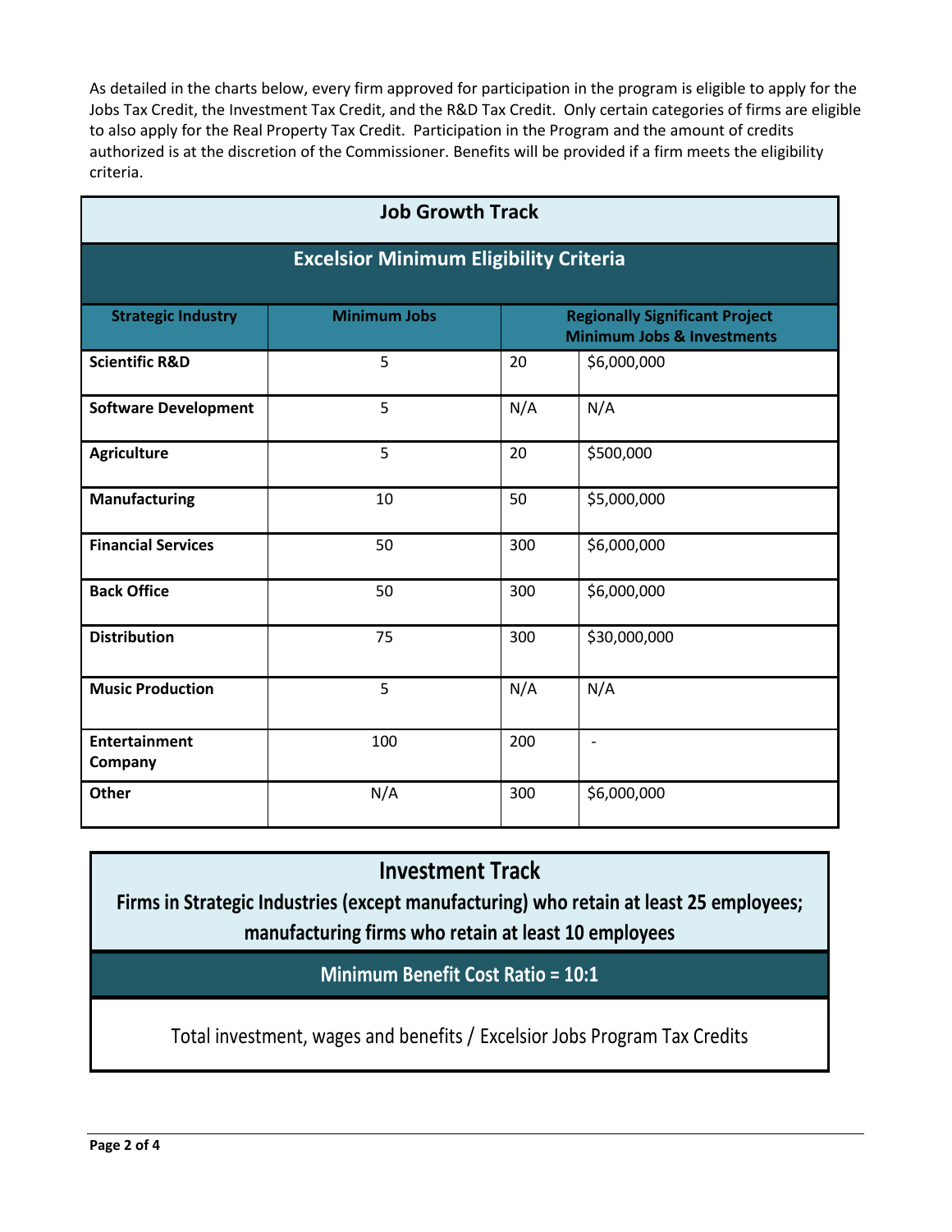As detailed in the charts below, every firm approved for participation in the program is eligible to apply for the Jobs Tax Credit, the Investment Tax Credit, and the R&D Tax Credit. Only certain categories of firms are eligible to also apply for the Real Property Tax Credit. Participation in the Program and the amount of credits authorized is at the discretion of the Commissioner. Benefits will be provided if a firm meets the eligibility criteria.

## Job Growth Track

### Excelsior Minimum Eligibility Criteria

| Strategic Industry | Minimum Jobs | Regionally Significant Project Minimum Jobs & Investments | |
|---|---|---|---|
| **Scientific R&D** | 5 | 20 | $6,000,000 |
| **Software Development** | 5 | N/A | N/A |
| **Agriculture** | 5 | 20 | $500,000 |
| **Manufacturing** | 10 | 50 | $5,000,000 |
| **Financial Services** | 50 | 300 | $6,000,000 |
| **Back Office** | 50 | 300 | $6,000,000 |
| **Distribution** | 75 | 300 | $30,000,000 |
| **Music Production** | 5 | N/A | N/A |
| **Entertainment Company** | 100 | 200 | - |
| **Other** | N/A | 300 | $6,000,000 |

## Investment Track

**Firms in Strategic Industries (except manufacturing) who retain at least 25 employees; manufacturing firms who retain at least 10 employees**

| Minimum Benefit Cost Ratio = 10:1 |
|---|
| Total investment, wages and benefits / Excelsior Jobs Program Tax Credits |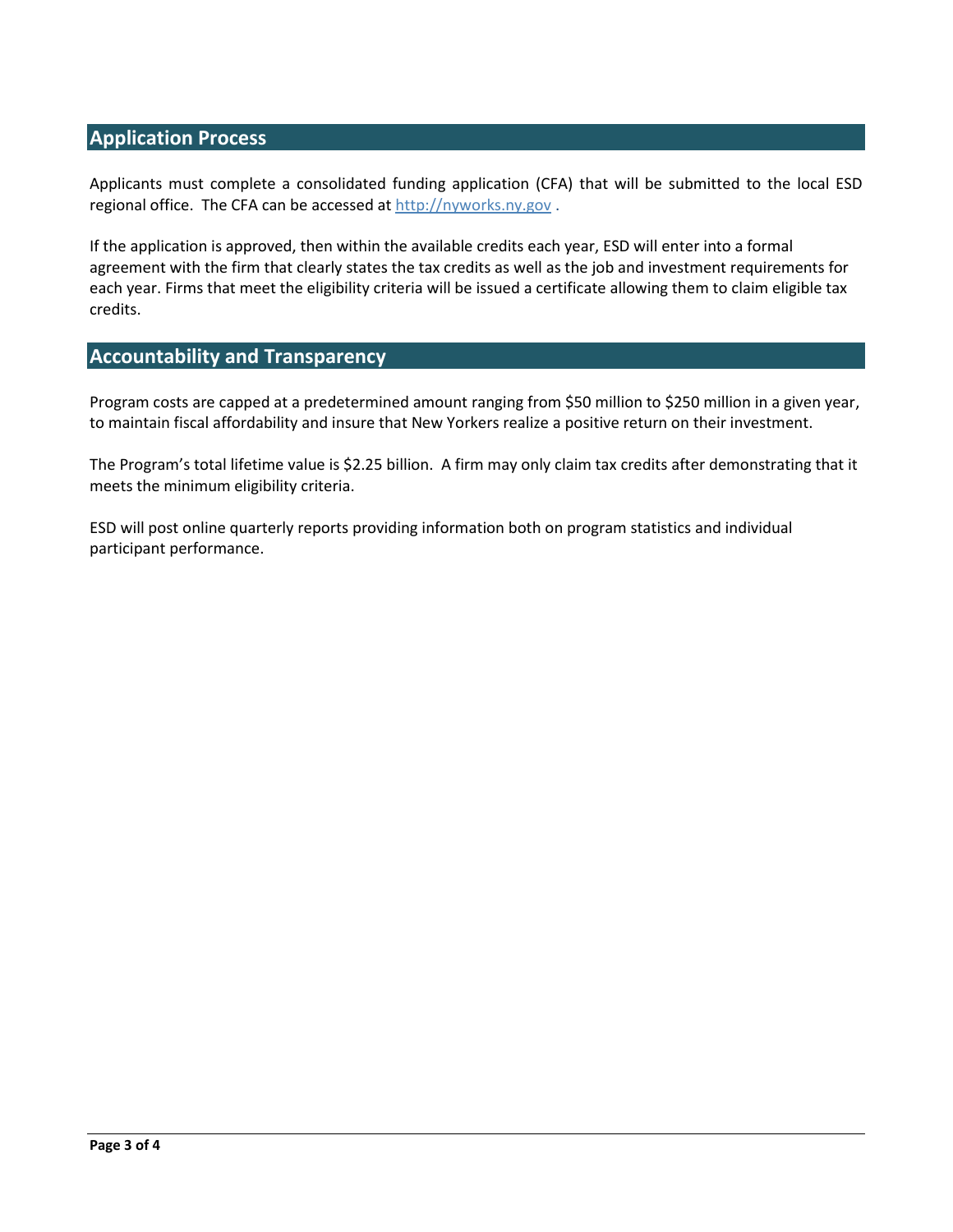## Application Process

Applicants must complete a consolidated funding application (CFA) that will be submitted to the local ESD regional office. The CFA can be accessed at [http://nyworks.ny.gov](http://nyworks.ny.gov) .

If the application is approved, then within the available credits each year, ESD will enter into a formal agreement with the firm that clearly states the tax credits as well as the job and investment requirements for each year. Firms that meet the eligibility criteria will be issued a certificate allowing them to claim eligible tax credits.

## Accountability and Transparency

Program costs are capped at a predetermined amount ranging from $50 million to $250 million in a given year, to maintain fiscal affordability and insure that New Yorkers realize a positive return on their investment.

The Program's total lifetime value is $2.25 billion. A firm may only claim tax credits after demonstrating that it meets the minimum eligibility criteria.

ESD will post online quarterly reports providing information both on program statistics and individual participant performance.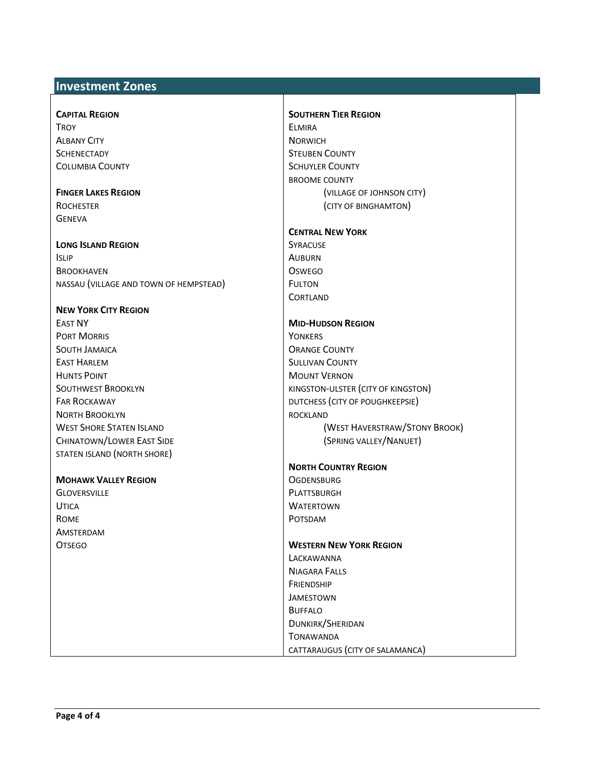## Investment Zones

**Capital Region**
Troy
Albany City
Schenectady
Columbia County

**Finger Lakes Region**
Rochester
Geneva

**Long Island Region**
Islip
Brookhaven
Nassau (Village and Town of Hempstead)

**New York City Region**
East NY
Port Morris
South Jamaica
East Harlem
Hunts Point
Southwest Brooklyn
Far Rockaway
North Brooklyn
West Shore Staten Island
Chinatown/Lower East Side
Staten Island (North Shore)

**Mohawk Valley Region**
Gloversville
Utica
Rome
Amsterdam
Otsego

**Southern Tier Region**
Elmira
Norwich
Steuben County
Schuyler County
Broome County
- (Village of Johnson City)
- (City of Binghamton)

**Central New York**
Syracuse
Auburn
Oswego
Fulton
Cortland

**Mid-Hudson Region**
Yonkers
Orange County
Sullivan County
Mount Vernon
Kingston-Ulster (City of Kingston)
Dutchess (City of Poughkeepsie)
Rockland
- (West Haverstraw/Stony Brook)
- (Spring Valley/Nanuet)

**North Country Region**
Ogdensburg
Plattsburgh
Watertown
Potsdam

**Western New York Region**
Lackawanna
Niagara Falls
Friendship
Jamestown
Buffalo
Dunkirk/Sheridan
Tonawanda
Cattaraugus (City of Salamanca)